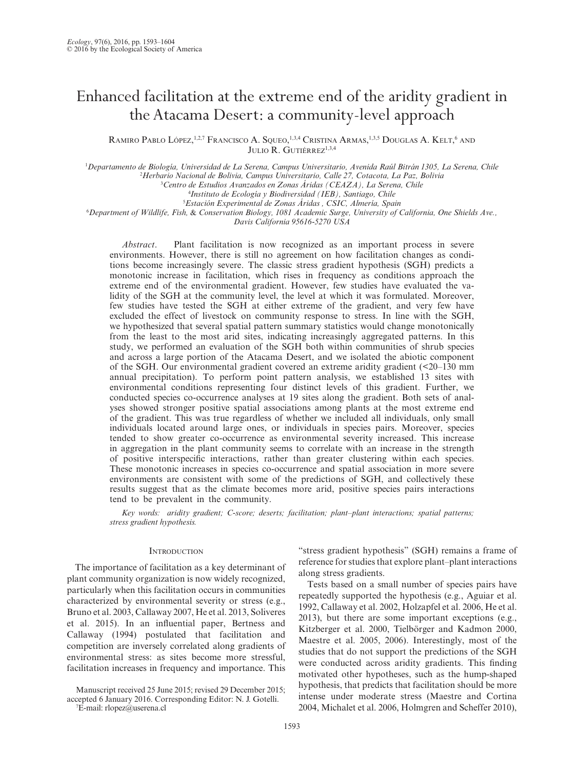# Enhanced facilitation at the extreme end of the aridity gradient in the Atacama Desert: a community-level approach

Ramiro Pablo López,[1,2,7] Francisco A. Squeo,[1,3,4] Cristina Armas,[1,3,5] Douglas A. Kelt,[6] and Julio R. Gutiérrez[1,3,4]

[1]Departamento de Biología, Universidad de La Serena, Campus Universitario, Avenida Raúl Bitrán 1305, La Serena, Chile
[2]Herbario Nacional de Bolivia, Campus Universitario, Calle 27, Cotacota, La Paz, Bolivia
[3]Centro de Estudios Avanzados en Zonas Áridas (CEAZA), La Serena, Chile
[4]Instituto de Ecología y Biodiversidad (IEB), Santiago, Chile
[5]Estación Experimental de Zonas Áridas , CSIC, Almería, Spain
[6]Department of Wildlife, Fish, & Conservation Biology, 1081 Academic Surge, University of California, One Shields Ave., Davis California 95616-5270 USA

*Abstract*. Plant facilitation is now recognized as an important process in severe environments. However, there is still no agreement on how facilitation changes as conditions become increasingly severe. The classic stress gradient hypothesis (SGH) predicts a monotonic increase in facilitation, which rises in frequency as conditions approach the extreme end of the environmental gradient. However, few studies have evaluated the validity of the SGH at the community level, the level at which it was formulated. Moreover, few studies have tested the SGH at either extreme of the gradient, and very few have excluded the effect of livestock on community response to stress. In line with the SGH, we hypothesized that several spatial pattern summary statistics would change monotonically from the least to the most arid sites, indicating increasingly aggregated patterns. In this study, we performed an evaluation of the SGH both within communities of shrub species and across a large portion of the Atacama Desert, and we isolated the abiotic component of the SGH. Our environmental gradient covered an extreme aridity gradient (<20–130 mm annual precipitation). To perform point pattern analysis, we established 13 sites with environmental conditions representing four distinct levels of this gradient. Further, we conducted species co-occurrence analyses at 19 sites along the gradient. Both sets of analyses showed stronger positive spatial associations among plants at the most extreme end of the gradient. This was true regardless of whether we included all individuals, only small individuals located around large ones, or individuals in species pairs. Moreover, species tended to show greater co-occurrence as environmental severity increased. This increase in aggregation in the plant community seems to correlate with an increase in the strength of positive interspecific interactions, rather than greater clustering within each species. These monotonic increases in species co-occurrence and spatial association in more severe environments are consistent with some of the predictions of SGH, and collectively these results suggest that as the climate becomes more arid, positive species pairs interactions tend to be prevalent in the community.

*Key words: aridity gradient; C-score; deserts; facilitation; plant–plant interactions; spatial patterns; stress gradient hypothesis.*

## Introduction

The importance of facilitation as a key determinant of plant community organization is now widely recognized, particularly when this facilitation occurs in communities characterized by environmental severity or stress (e.g., Bruno et al. 2003, Callaway 2007, He et al. 2013, Soliveres et al. 2015). In an influential paper, Bertness and Callaway (1994) postulated that facilitation and competition are inversely correlated along gradients of environmental stress: as sites become more stressful, facilitation increases in frequency and importance. This "stress gradient hypothesis" (SGH) remains a frame of reference for studies that explore plant–plant interactions along stress gradients.

Tests based on a small number of species pairs have repeatedly supported the hypothesis (e.g., Aguiar et al. 1992, Callaway et al. 2002, Holzapfel et al. 2006, He et al. 2013), but there are some important exceptions (e.g., Kitzberger et al. 2000, Tielbörger and Kadmon 2000, Maestre et al. 2005, 2006). Interestingly, most of the studies that do not support the predictions of the SGH were conducted across aridity gradients. This finding motivated other hypotheses, such as the hump-shaped hypothesis, that predicts that facilitation should be more intense under moderate stress (Maestre and Cortina 2004, Michalet et al. 2006, Holmgren and Scheffer 2010),

Manuscript received 25 June 2015; revised 29 December 2015; accepted 6 January 2016. Corresponding Editor: N. J. Gotelli.
[7]E-mail: rlopez@userena.cl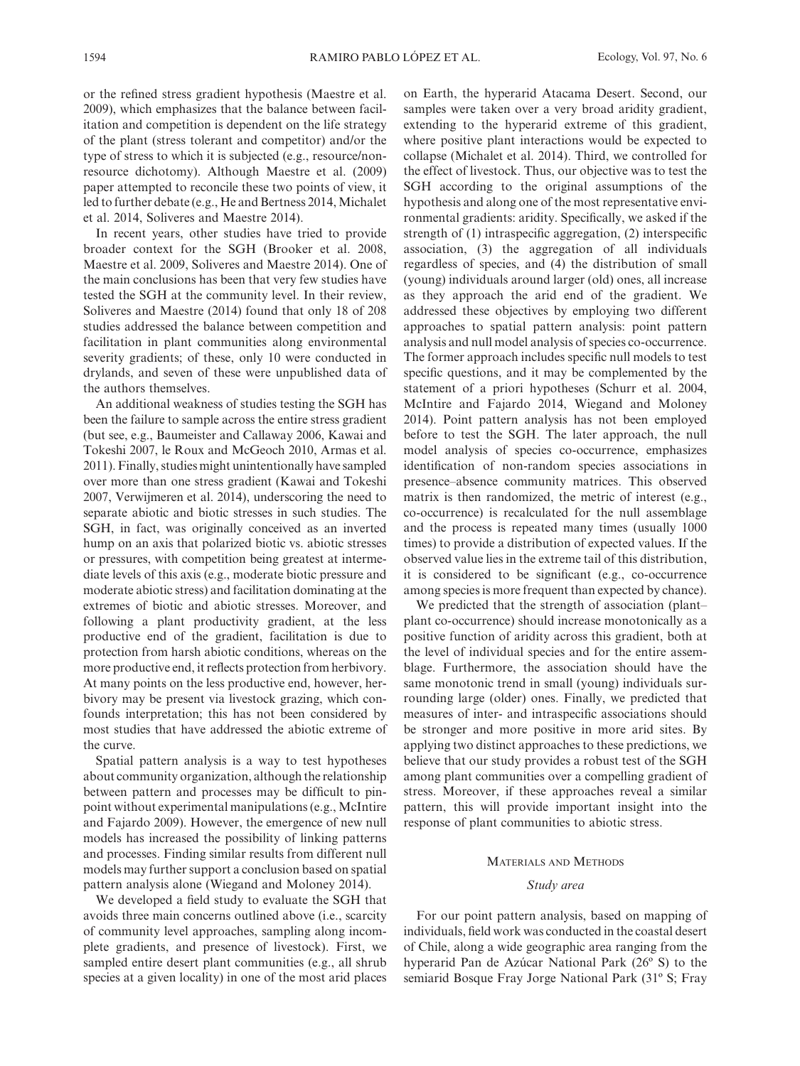or the refined stress gradient hypothesis (Maestre et al. 2009), which emphasizes that the balance between facilitation and competition is dependent on the life strategy of the plant (stress tolerant and competitor) and/or the type of stress to which it is subjected (e.g., resource/non-resource dichotomy). Although Maestre et al. (2009) paper attempted to reconcile these two points of view, it led to further debate (e.g., He and Bertness 2014, Michalet et al. 2014, Soliveres and Maestre 2014).

In recent years, other studies have tried to provide broader context for the SGH (Brooker et al. 2008, Maestre et al. 2009, Soliveres and Maestre 2014). One of the main conclusions has been that very few studies have tested the SGH at the community level. In their review, Soliveres and Maestre (2014) found that only 18 of 208 studies addressed the balance between competition and facilitation in plant communities along environmental severity gradients; of these, only 10 were conducted in drylands, and seven of these were unpublished data of the authors themselves.

An additional weakness of studies testing the SGH has been the failure to sample across the entire stress gradient (but see, e.g., Baumeister and Callaway 2006, Kawai and Tokeshi 2007, le Roux and McGeoch 2010, Armas et al. 2011). Finally, studies might unintentionally have sampled over more than one stress gradient (Kawai and Tokeshi 2007, Verwijmeren et al. 2014), underscoring the need to separate abiotic and biotic stresses in such studies. The SGH, in fact, was originally conceived as an inverted hump on an axis that polarized biotic vs. abiotic stresses or pressures, with competition being greatest at intermediate levels of this axis (e.g., moderate biotic pressure and moderate abiotic stress) and facilitation dominating at the extremes of biotic and abiotic stresses. Moreover, and following a plant productivity gradient, at the less productive end of the gradient, facilitation is due to protection from harsh abiotic conditions, whereas on the more productive end, it reflects protection from herbivory. At many points on the less productive end, however, herbivory may be present via livestock grazing, which confounds interpretation; this has not been considered by most studies that have addressed the abiotic extreme of the curve.

Spatial pattern analysis is a way to test hypotheses about community organization, although the relationship between pattern and processes may be difficult to pinpoint without experimental manipulations (e.g., McIntire and Fajardo 2009). However, the emergence of new null models has increased the possibility of linking patterns and processes. Finding similar results from different null models may further support a conclusion based on spatial pattern analysis alone (Wiegand and Moloney 2014).

We developed a field study to evaluate the SGH that avoids three main concerns outlined above (i.e., scarcity of community level approaches, sampling along incomplete gradients, and presence of livestock). First, we sampled entire desert plant communities (e.g., all shrub species at a given locality) in one of the most arid places on Earth, the hyperarid Atacama Desert. Second, our samples were taken over a very broad aridity gradient, extending to the hyperarid extreme of this gradient, where positive plant interactions would be expected to collapse (Michalet et al. 2014). Third, we controlled for the effect of livestock. Thus, our objective was to test the SGH according to the original assumptions of the hypothesis and along one of the most representative environmental gradients: aridity. Specifically, we asked if the strength of (1) intraspecific aggregation, (2) interspecific association, (3) the aggregation of all individuals regardless of species, and (4) the distribution of small (young) individuals around larger (old) ones, all increase as they approach the arid end of the gradient. We addressed these objectives by employing two different approaches to spatial pattern analysis: point pattern analysis and null model analysis of species co-occurrence. The former approach includes specific null models to test specific questions, and it may be complemented by the statement of a priori hypotheses (Schurr et al. 2004, McIntire and Fajardo 2014, Wiegand and Moloney 2014). Point pattern analysis has not been employed before to test the SGH. The later approach, the null model analysis of species co-occurrence, emphasizes identification of non-random species associations in presence–absence community matrices. This observed matrix is then randomized, the metric of interest (e.g., co-occurrence) is recalculated for the null assemblage and the process is repeated many times (usually 1000 times) to provide a distribution of expected values. If the observed value lies in the extreme tail of this distribution, it is considered to be significant (e.g., co-occurrence among species is more frequent than expected by chance).

We predicted that the strength of association (plant–plant co-occurrence) should increase monotonically as a positive function of aridity across this gradient, both at the level of individual species and for the entire assemblage. Furthermore, the association should have the same monotonic trend in small (young) individuals surrounding large (older) ones. Finally, we predicted that measures of inter- and intraspecific associations should be stronger and more positive in more arid sites. By applying two distinct approaches to these predictions, we believe that our study provides a robust test of the SGH among plant communities over a compelling gradient of stress. Moreover, if these approaches reveal a similar pattern, this will provide important insight into the response of plant communities to abiotic stress.

## Materials and Methods

### *Study area*

For our point pattern analysis, based on mapping of individuals, field work was conducted in the coastal desert of Chile, along a wide geographic area ranging from the hyperarid Pan de Azúcar National Park (26º S) to the semiarid Bosque Fray Jorge National Park (31º S; Fray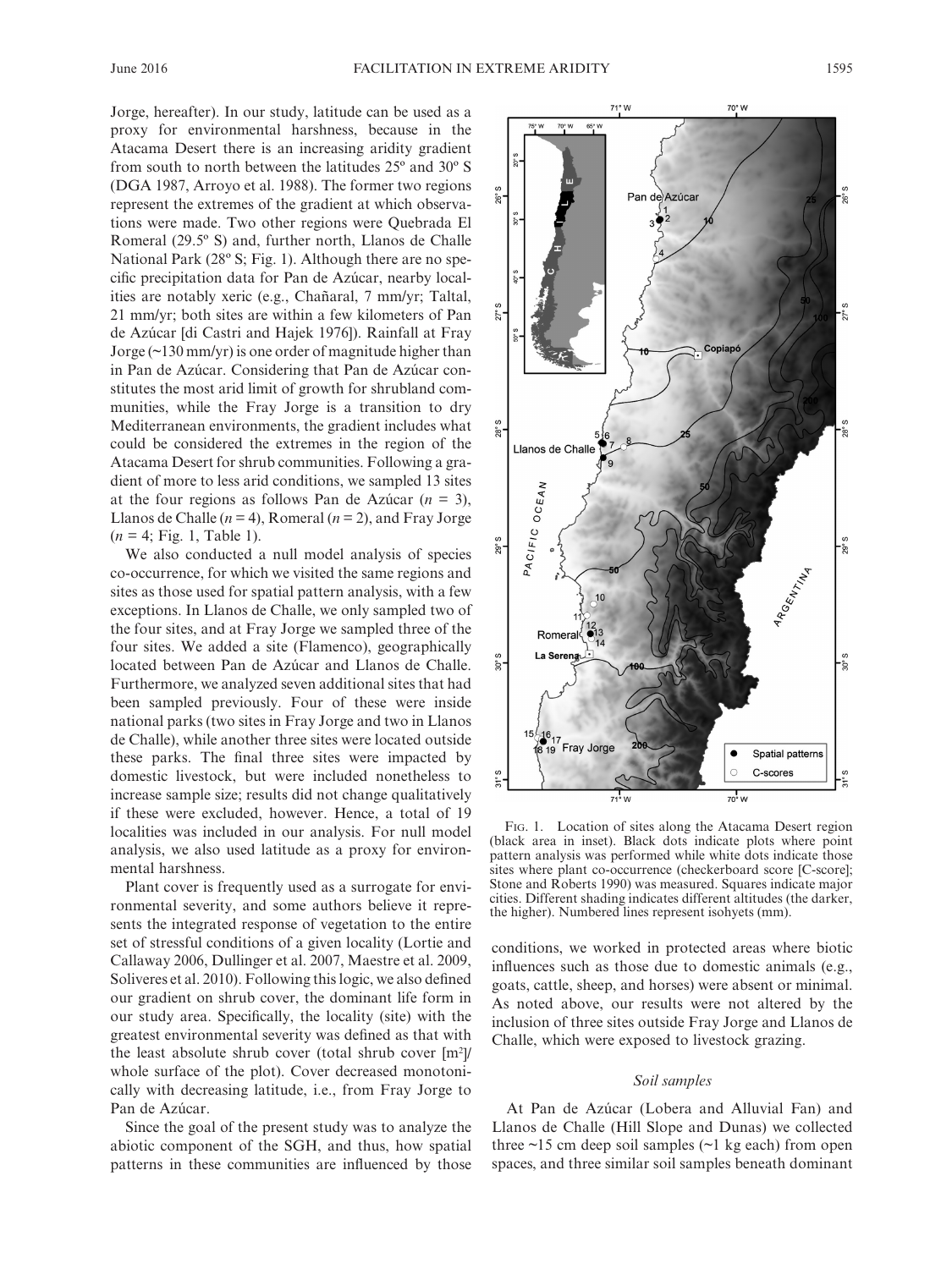Jorge, hereafter). In our study, latitude can be used as a proxy for environmental harshness, because in the Atacama Desert there is an increasing aridity gradient from south to north between the latitudes 25º and 30º S (DGA 1987, Arroyo et al. 1988). The former two regions represent the extremes of the gradient at which observations were made. Two other regions were Quebrada El Romeral (29.5º S) and, further north, Llanos de Challe National Park (28º S; Fig. 1). Although there are no specific precipitation data for Pan de Azúcar, nearby localities are notably xeric (e.g., Chañaral, 7 mm/yr; Taltal, 21 mm/yr; both sites are within a few kilometers of Pan de Azúcar [di Castri and Hajek 1976]). Rainfall at Fray Jorge (~130 mm/yr) is one order of magnitude higher than in Pan de Azúcar. Considering that Pan de Azúcar constitutes the most arid limit of growth for shrubland communities, while the Fray Jorge is a transition to dry Mediterranean environments, the gradient includes what could be considered the extremes in the region of the Atacama Desert for shrub communities. Following a gradient of more to less arid conditions, we sampled 13 sites at the four regions as follows Pan de Azúcar ($n$ = 3), Llanos de Challe ($n$ = 4), Romeral ($n$ = 2), and Fray Jorge ($n$ = 4; Fig. 1, Table 1).

We also conducted a null model analysis of species co-occurrence, for which we visited the same regions and sites as those used for spatial pattern analysis, with a few exceptions. In Llanos de Challe, we only sampled two of the four sites, and at Fray Jorge we sampled three of the four sites. We added a site (Flamenco), geographically located between Pan de Azúcar and Llanos de Challe. Furthermore, we analyzed seven additional sites that had been sampled previously. Four of these were inside national parks (two sites in Fray Jorge and two in Llanos de Challe), while another three sites were located outside these parks. The final three sites were impacted by domestic livestock, but were included nonetheless to increase sample size; results did not change qualitatively if these were excluded, however. Hence, a total of 19 localities was included in our analysis. For null model analysis, we also used latitude as a proxy for environmental harshness.

Plant cover is frequently used as a surrogate for environmental severity, and some authors believe it represents the integrated response of vegetation to the entire set of stressful conditions of a given locality (Lortie and Callaway 2006, Dullinger et al. 2007, Maestre et al. 2009, Soliveres et al. 2010). Following this logic, we also defined our gradient on shrub cover, the dominant life form in our study area. Specifically, the locality (site) with the greatest environmental severity was defined as that with the least absolute shrub cover (total shrub cover [m$^2$]/whole surface of the plot). Cover decreased monotonically with decreasing latitude, i.e., from Fray Jorge to Pan de Azúcar.

Since the goal of the present study was to analyze the abiotic component of the SGH, and thus, how spatial patterns in these communities are influenced by those conditions, we worked in protected areas where biotic influences such as those due to domestic animals (e.g., goats, cattle, sheep, and horses) were absent or minimal. As noted above, our results were not altered by the inclusion of three sites outside Fray Jorge and Llanos de Challe, which were exposed to livestock grazing.

71° W
70° W
75° W 70° W 65° W
25° S
30° S
35° S
40° S
45° S
50° S
55° S
E
L
H
C
26° S
Pan de Azúcar
1
3 2
4
27° S
10
25
50
100
Copiapó
200
28° S
5 6
7 8
Llanos de Challe
9
PACIFIC OCEAN
29° S
50
10
11
12
Romeral 13
14
La Serena
30° S
100
ARGENTINA
15 16
17
18 19 Fray Jorge
200
● Spatial patterns
○ C-scores
31° S
71° W
70° W

Fig. 1. Location of sites along the Atacama Desert region (black area in inset). Black dots indicate plots where point pattern analysis was performed while white dots indicate those sites where plant co-occurrence (checkerboard score [C-score]; Stone and Roberts 1990) was measured. Squares indicate major cities. Different shading indicates different altitudes (the darker, the higher). Numbered lines represent isohyets (mm).

### *Soil samples*

At Pan de Azúcar (Lobera and Alluvial Fan) and Llanos de Challe (Hill Slope and Dunas) we collected three ~15 cm deep soil samples (~1 kg each) from open spaces, and three similar soil samples beneath dominant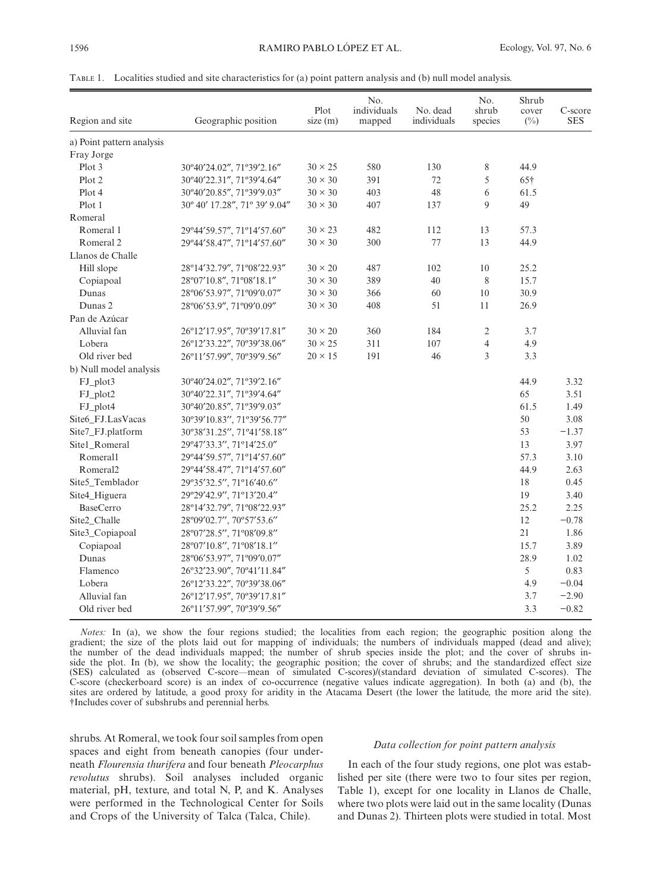TABLE 1. Localities studied and site characteristics for (a) point pattern analysis and (b) null model analysis.

| Region and site | Geographic position | Plot size (m) | No. individuals mapped | No. dead individuals | No. shrub species | Shrub cover (%) | C-score SES |
|---|---|---|---|---|---|---|---|
| a) Point pattern analysis | | | | | | | |
| Fray Jorge | | | | | | | |
| Plot 3 | 30º40′24.02″, 71º39′2.16″ | 30 × 25 | 580 | 130 | 8 | 44.9 | |
| Plot 2 | 30º40′22.31″, 71º39′4.64″ | 30 × 30 | 391 | 72 | 5 | 65† | |
| Plot 4 | 30º40′20.85″, 71º39′9.03″ | 30 × 30 | 403 | 48 | 6 | 61.5 | |
| Plot 1 | 30º 40′ 17.28″, 71º 39′ 9.04″ | 30 × 30 | 407 | 137 | 9 | 49 | |
| Romeral | | | | | | | |
| Romeral 1 | 29º44′59.57″, 71º14′57.60″ | 30 × 23 | 482 | 112 | 13 | 57.3 | |
| Romeral 2 | 29º44′58.47″, 71º14′57.60″ | 30 × 30 | 300 | 77 | 13 | 44.9 | |
| Llanos de Challe | | | | | | | |
| Hill slope | 28º14′32.79″, 71º08′22.93″ | 30 × 20 | 487 | 102 | 10 | 25.2 | |
| Copiapoal | 28º07′10.8″, 71º08′18.1″ | 30 × 30 | 389 | 40 | 8 | 15.7 | |
| Dunas | 28º06′53.97″, 71º09′0.07″ | 30 × 30 | 366 | 60 | 10 | 30.9 | |
| Dunas 2 | 28º06′53.9″, 71º09′0.09″ | 30 × 30 | 408 | 51 | 11 | 26.9 | |
| Pan de Azúcar | | | | | | | |
| Alluvial fan | 26º12′17.95″, 70º39′17.81″ | 30 × 20 | 360 | 184 | 2 | 3.7 | |
| Lobera | 26º12′33.22″, 70º39′38.06″ | 30 × 25 | 311 | 107 | 4 | 4.9 | |
| Old river bed | 26º11′57.99″, 70º39′9.56″ | 20 × 15 | 191 | 46 | 3 | 3.3 | |
| b) Null model analysis | | | | | | | |
| FJ_plot3 | 30º40′24.02″, 71º39′2.16″ | | | | | 44.9 | 3.32 |
| FJ_plot2 | 30º40′22.31″, 71º39′4.64″ | | | | | 65 | 3.51 |
| FJ_plot4 | 30º40′20.85″, 71º39′9.03″ | | | | | 61.5 | 1.49 |
| Site6_FJ.LasVacas | 30º39′10.83″, 71º39′56.77″ | | | | | 50 | 3.08 |
| Site7_FJ.platform | 30º38′31.25″, 71º41′58.18″ | | | | | 53 | −1.37 |
| Site1_Romeral | 29º47′33.3″, 71º14′25.0″ | | | | | 13 | 3.97 |
| Romeral1 | 29º44′59.57″, 71º14′57.60″ | | | | | 57.3 | 3.10 |
| Romeral2 | 29º44′58.47″, 71º14′57.60″ | | | | | 44.9 | 2.63 |
| Site5_Temblador | 29º35′32.5″, 71º16′40.6″ | | | | | 18 | 0.45 |
| Site4_Higuera | 29º29′42.9″, 71º13′20.4″ | | | | | 19 | 3.40 |
| BaseCerro | 28º14′32.79″, 71º08′22.93″ | | | | | 25.2 | 2.25 |
| Site2_Challe | 28º09′02.7″, 70º57′53.6″ | | | | | 12 | −0.78 |
| Site3_Copiapoal | 28º07′28.5″, 71º08′09.8″ | | | | | 21 | 1.86 |
| Copiapoal | 28º07′10.8″, 71º08′18.1″ | | | | | 15.7 | 3.89 |
| Dunas | 28º06′53.97″, 71º09′0.07″ | | | | | 28.9 | 1.02 |
| Flamenco | 26º32′23.90″, 70º41′11.84″ | | | | | 5 | 0.83 |
| Lobera | 26º12′33.22″, 70º39′38.06″ | | | | | 4.9 | −0.04 |
| Alluvial fan | 26º12′17.95″, 70º39′17.81″ | | | | | 3.7 | −2.90 |
| Old river bed | 26º11′57.99″, 70º39′9.56″ | | | | | 3.3 | −0.82 |

*Notes:* In (a), we show the four regions studied; the localities from each region; the geographic position along the gradient; the size of the plots laid out for mapping of individuals; the numbers of individuals mapped (dead and alive); the number of the dead individuals mapped; the number of shrub species inside the plot; and the cover of shrubs inside the plot. In (b), we show the locality; the geographic position; the cover of shrubs; and the standardized effect size (SES) calculated as (observed C-score—mean of simulated C-scores)/(standard deviation of simulated C-scores). The C-score (checkerboard score) is an index of co-occurrence (negative values indicate aggregation). In both (a) and (b), the sites are ordered by latitude, a good proxy for aridity in the Atacama Desert (the lower the latitude, the more arid the site). †Includes cover of subshrubs and perennial herbs.

shrubs. At Romeral, we took four soil samples from open spaces and eight from beneath canopies (four underneath *Flourensia thurifera* and four beneath *Pleocarphus revolutus* shrubs). Soil analyses included organic material, pH, texture, and total N, P, and K. Analyses were performed in the Technological Center for Soils and Crops of the University of Talca (Talca, Chile).

### *Data collection for point pattern analysis*

In each of the four study regions, one plot was established per site (there were two to four sites per region, Table 1), except for one locality in Llanos de Challe, where two plots were laid out in the same locality (Dunas and Dunas 2). Thirteen plots were studied in total. Most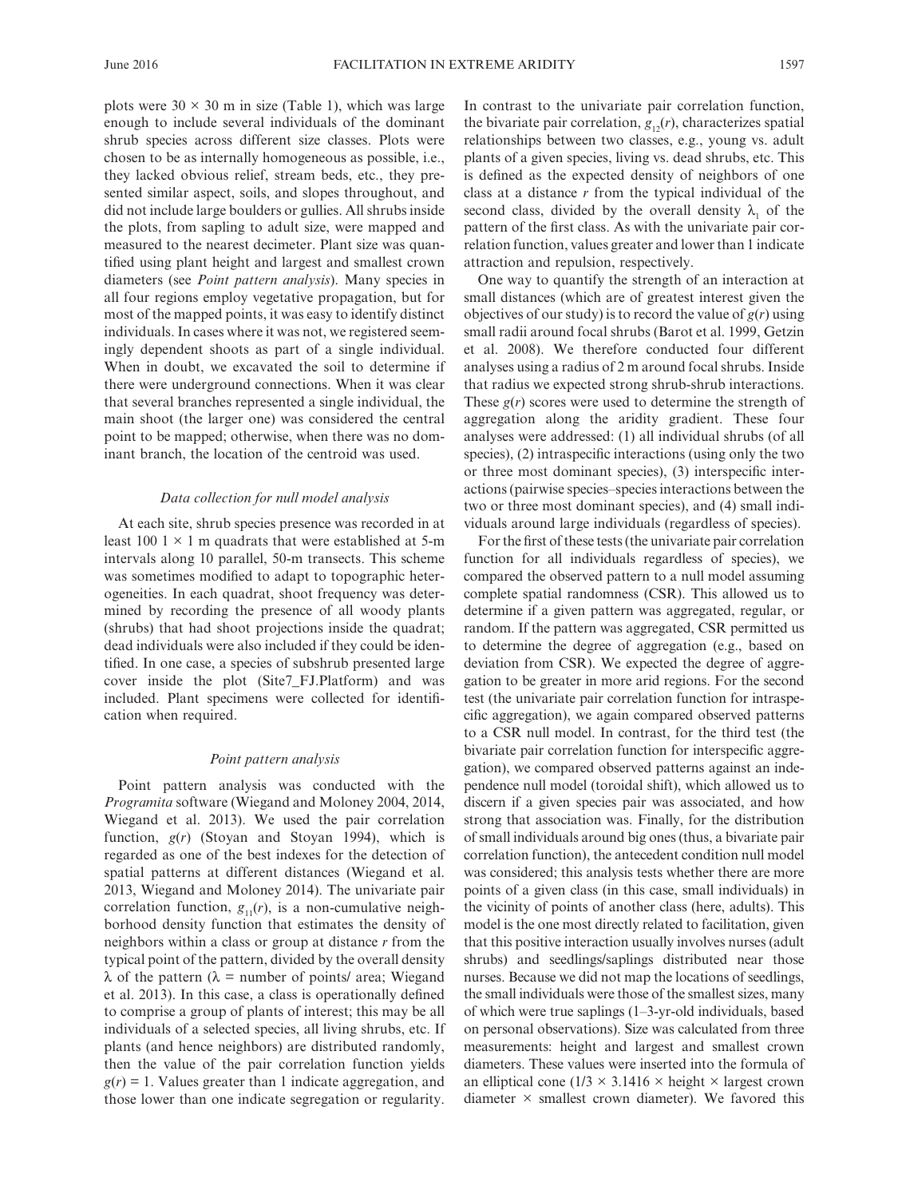plots were 30 × 30 m in size (Table 1), which was large enough to include several individuals of the dominant shrub species across different size classes. Plots were chosen to be as internally homogeneous as possible, i.e., they lacked obvious relief, stream beds, etc., they presented similar aspect, soils, and slopes throughout, and did not include large boulders or gullies. All shrubs inside the plots, from sapling to adult size, were mapped and measured to the nearest decimeter. Plant size was quantified using plant height and largest and smallest crown diameters (see *Point pattern analysis*). Many species in all four regions employ vegetative propagation, but for most of the mapped points, it was easy to identify distinct individuals. In cases where it was not, we registered seemingly dependent shoots as part of a single individual. When in doubt, we excavated the soil to determine if there were underground connections. When it was clear that several branches represented a single individual, the main shoot (the larger one) was considered the central point to be mapped; otherwise, when there was no dominant branch, the location of the centroid was used.

### *Data collection for null model analysis*

At each site, shrub species presence was recorded in at least 100 1 × 1 m quadrats that were established at 5-m intervals along 10 parallel, 50-m transects. This scheme was sometimes modified to adapt to topographic heterogeneities. In each quadrat, shoot frequency was determined by recording the presence of all woody plants (shrubs) that had shoot projections inside the quadrat; dead individuals were also included if they could be identified. In one case, a species of subshrub presented large cover inside the plot (Site7_FJ.Platform) and was included. Plant specimens were collected for identification when required.

### *Point pattern analysis*

Point pattern analysis was conducted with the *Programita* software (Wiegand and Moloney 2004, 2014, Wiegand et al. 2013). We used the pair correlation function, $g(r)$ (Stoyan and Stoyan 1994), which is regarded as one of the best indexes for the detection of spatial patterns at different distances (Wiegand et al. 2013, Wiegand and Moloney 2014). The univariate pair correlation function, $g_{11}(r)$, is a non-cumulative neighborhood density function that estimates the density of neighbors within a class or group at distance $r$ from the typical point of the pattern, divided by the overall density $\lambda$ of the pattern ($\lambda$ = number of points/ area; Wiegand et al. 2013). In this case, a class is operationally defined to comprise a group of plants of interest; this may be all individuals of a selected species, all living shrubs, etc. If plants (and hence neighbors) are distributed randomly, then the value of the pair correlation function yields $g(r) = 1$. Values greater than 1 indicate aggregation, and those lower than one indicate segregation or regularity. In contrast to the univariate pair correlation function, the bivariate pair correlation, $g_{12}(r)$, characterizes spatial relationships between two classes, e.g., young vs. adult plants of a given species, living vs. dead shrubs, etc. This is defined as the expected density of neighbors of one class at a distance $r$ from the typical individual of the second class, divided by the overall density $\lambda_1$ of the pattern of the first class. As with the univariate pair correlation function, values greater and lower than 1 indicate attraction and repulsion, respectively.

One way to quantify the strength of an interaction at small distances (which are of greatest interest given the objectives of our study) is to record the value of $g(r)$ using small radii around focal shrubs (Barot et al. 1999, Getzin et al. 2008). We therefore conducted four different analyses using a radius of 2 m around focal shrubs. Inside that radius we expected strong shrub-shrub interactions. These $g(r)$ scores were used to determine the strength of aggregation along the aridity gradient. These four analyses were addressed: (1) all individual shrubs (of all species), (2) intraspecific interactions (using only the two or three most dominant species), (3) interspecific interactions (pairwise species–species interactions between the two or three most dominant species), and (4) small individuals around large individuals (regardless of species).

For the first of these tests (the univariate pair correlation function for all individuals regardless of species), we compared the observed pattern to a null model assuming complete spatial randomness (CSR). This allowed us to determine if a given pattern was aggregated, regular, or random. If the pattern was aggregated, CSR permitted us to determine the degree of aggregation (e.g., based on deviation from CSR). We expected the degree of aggregation to be greater in more arid regions. For the second test (the univariate pair correlation function for intraspecific aggregation), we again compared observed patterns to a CSR null model. In contrast, for the third test (the bivariate pair correlation function for interspecific aggregation), we compared observed patterns against an independence null model (toroidal shift), which allowed us to discern if a given species pair was associated, and how strong that association was. Finally, for the distribution of small individuals around big ones (thus, a bivariate pair correlation function), the antecedent condition null model was considered; this analysis tests whether there are more points of a given class (in this case, small individuals) in the vicinity of points of another class (here, adults). This model is the one most directly related to facilitation, given that this positive interaction usually involves nurses (adult shrubs) and seedlings/saplings distributed near those nurses. Because we did not map the locations of seedlings, the small individuals were those of the smallest sizes, many of which were true saplings (1–3-yr-old individuals, based on personal observations). Size was calculated from three measurements: height and largest and smallest crown diameters. These values were inserted into the formula of an elliptical cone ($1/3 \times 3.1416 \times$ height $\times$ largest crown diameter $\times$ smallest crown diameter). We favored this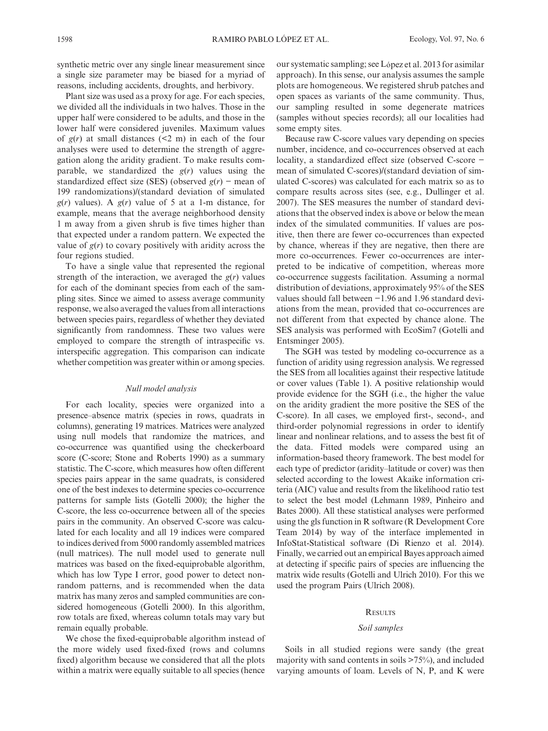synthetic metric over any single linear measurement since a single size parameter may be biased for a myriad of reasons, including accidents, droughts, and herbivory.

Plant size was used as a proxy for age. For each species, we divided all the individuals in two halves. Those in the upper half were considered to be adults, and those in the lower half were considered juveniles. Maximum values of $g(r)$ at small distances (<2 m) in each of the four analyses were used to determine the strength of aggregation along the aridity gradient. To make results comparable, we standardized the $g(r)$ values using the standardized effect size (SES) (observed $g(r)$ − mean of 199 randomizations)/(standard deviation of simulated $g(r)$ values). A $g(r)$ value of 5 at a 1-m distance, for example, means that the average neighborhood density 1 m away from a given shrub is five times higher than that expected under a random pattern. We expected the value of $g(r)$ to covary positively with aridity across the four regions studied.

To have a single value that represented the regional strength of the interaction, we averaged the $g(r)$ values for each of the dominant species from each of the sampling sites. Since we aimed to assess average community response, we also averaged the values from all interactions between species pairs, regardless of whether they deviated significantly from randomness. These two values were employed to compare the strength of intraspecific vs. interspecific aggregation. This comparison can indicate whether competition was greater within or among species.

### *Null model analysis*

For each locality, species were organized into a presence–absence matrix (species in rows, quadrats in columns), generating 19 matrices. Matrices were analyzed using null models that randomize the matrices, and co-occurrence was quantified using the checkerboard score (C-score; Stone and Roberts 1990) as a summary statistic. The C-score, which measures how often different species pairs appear in the same quadrats, is considered one of the best indexes to determine species co-occurrence patterns for sample lists (Gotelli 2000); the higher the C-score, the less co-occurrence between all of the species pairs in the community. An observed C-score was calculated for each locality and all 19 indices were compared to indices derived from 5000 randomly assembled matrices (null matrices). The null model used to generate null matrices was based on the fixed-equiprobable algorithm, which has low Type I error, good power to detect non-random patterns, and is recommended when the data matrix has many zeros and sampled communities are considered homogeneous (Gotelli 2000). In this algorithm, row totals are fixed, whereas column totals may vary but remain equally probable.

We chose the fixed-equiprobable algorithm instead of the more widely used fixed-fixed (rows and columns fixed) algorithm because we considered that all the plots within a matrix were equally suitable to all species (hence our systematic sampling; see López et al. 2013 for asimilar approach). In this sense, our analysis assumes the sample plots are homogeneous. We registered shrub patches and open spaces as variants of the same community. Thus, our sampling resulted in some degenerate matrices (samples without species records); all our localities had some empty sites.

Because raw C-score values vary depending on species number, incidence, and co-occurrences observed at each locality, a standardized effect size (observed C-score − mean of simulated C-scores)/(standard deviation of simulated C-scores) was calculated for each matrix so as to compare results across sites (see, e.g., Dullinger et al. 2007). The SES measures the number of standard deviations that the observed index is above or below the mean index of the simulated communities. If values are positive, then there are fewer co-occurrences than expected by chance, whereas if they are negative, then there are more co-occurrences. Fewer co-occurrences are interpreted to be indicative of competition, whereas more co-occurrence suggests facilitation. Assuming a normal distribution of deviations, approximately 95% of the SES values should fall between −1.96 and 1.96 standard deviations from the mean, provided that co-occurrences are not different from that expected by chance alone. The SES analysis was performed with EcoSim7 (Gotelli and Entsminger 2005).

The SGH was tested by modeling co-occurrence as a function of aridity using regression analysis. We regressed the SES from all localities against their respective latitude or cover values (Table 1). A positive relationship would provide evidence for the SGH (i.e., the higher the value on the aridity gradient the more positive the SES of the C-score). In all cases, we employed first-, second-, and third-order polynomial regressions in order to identify linear and nonlinear relations, and to assess the best fit of the data. Fitted models were compared using an information-based theory framework. The best model for each type of predictor (aridity–latitude or cover) was then selected according to the lowest Akaike information criteria (AIC) value and results from the likelihood ratio test to select the best model (Lehmann 1989, Pinheiro and Bates 2000). All these statistical analyses were performed using the gls function in R software (R Development Core Team 2014) by way of the interface implemented in InfoStat-Statistical software (Di Rienzo et al. 2014). Finally, we carried out an empirical Bayes approach aimed at detecting if specific pairs of species are influencing the matrix wide results (Gotelli and Ulrich 2010). For this we used the program Pairs (Ulrich 2008).

## Results

### *Soil samples*

Soils in all studied regions were sandy (the great majority with sand contents in soils >75%), and included varying amounts of loam. Levels of N, P, and K were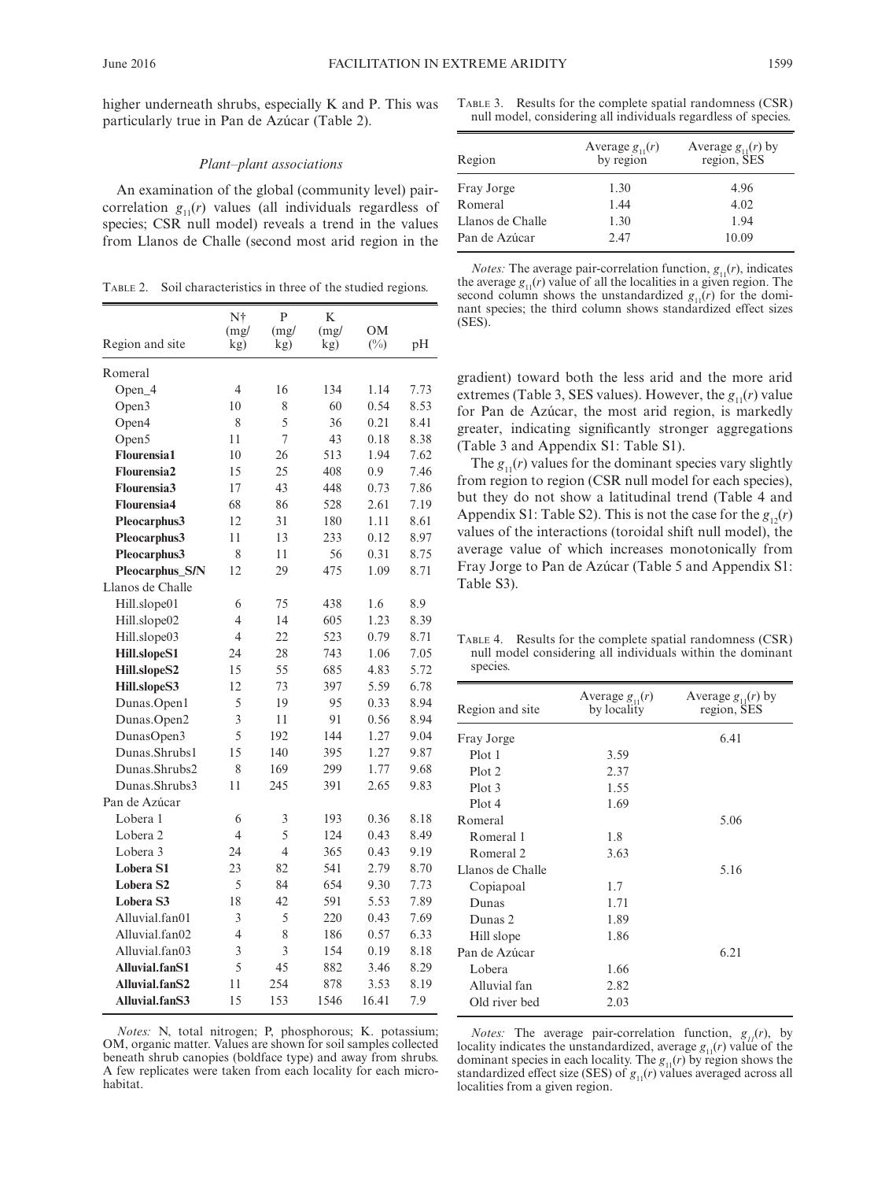higher underneath shrubs, especially K and P. This was particularly true in Pan de Azúcar (Table 2).

### Plant–plant associations

An examination of the global (community level) pair-correlation $g_{11}(r)$ values (all individuals regardless of species; CSR null model) reveals a trend in the values from Llanos de Challe (second most arid region in the gradient) toward both the less arid and the more arid extremes (Table 3, SES values). However, the $g_{11}(r)$ value for Pan de Azúcar, the most arid region, is markedly greater, indicating significantly stronger aggregations (Table 3 and Appendix S1: Table S1).

The $g_{11}(r)$ values for the dominant species vary slightly from region to region (CSR null model for each species), but they do not show a latitudinal trend (Table 4 and Appendix S1: Table S2). This is not the case for the $g_{12}(r)$ values of the interactions (toroidal shift null model), the average value of which increases monotonically from Fray Jorge to Pan de Azúcar (Table 5 and Appendix S1: Table S3).

Table 2. Soil characteristics in three of the studied regions.

| Region and site | N† (mg/kg) | P (mg/kg) | K (mg/kg) | OM (%) | pH |
|---|---|---|---|---|---|
| Romeral | | | | | |
| Open_4 | 4 | 16 | 134 | 1.14 | 7.73 |
| Open3 | 10 | 8 | 60 | 0.54 | 8.53 |
| Open4 | 8 | 5 | 36 | 0.21 | 8.41 |
| Open5 | 11 | 7 | 43 | 0.18 | 8.38 |
| **Flourensia1** | 10 | 26 | 513 | 1.94 | 7.62 |
| **Flourensia2** | 15 | 25 | 408 | 0.9 | 7.46 |
| **Flourensia3** | 17 | 43 | 448 | 0.73 | 7.86 |
| **Flourensia4** | 68 | 86 | 528 | 2.61 | 7.19 |
| **Pleocarphus3** | 12 | 31 | 180 | 1.11 | 8.61 |
| **Pleocarphus3** | 11 | 13 | 233 | 0.12 | 8.97 |
| **Pleocarphus3** | 8 | 11 | 56 | 0.31 | 8.75 |
| **Pleocarphus_S/N** | 12 | 29 | 475 | 1.09 | 8.71 |
| Llanos de Challe | | | | | |
| Hill.slope01 | 6 | 75 | 438 | 1.6 | 8.9 |
| Hill.slope02 | 4 | 14 | 605 | 1.23 | 8.39 |
| Hill.slope03 | 4 | 22 | 523 | 0.79 | 8.71 |
| **Hill.slopeS1** | 24 | 28 | 743 | 1.06 | 7.05 |
| **Hill.slopeS2** | 15 | 55 | 685 | 4.83 | 5.72 |
| **Hill.slopeS3** | 12 | 73 | 397 | 5.59 | 6.78 |
| Dunas.Open1 | 5 | 19 | 95 | 0.33 | 8.94 |
| Dunas.Open2 | 3 | 11 | 91 | 0.56 | 8.94 |
| DunasOpen3 | 5 | 192 | 144 | 1.27 | 9.04 |
| Dunas.Shrubs1 | 15 | 140 | 395 | 1.27 | 9.87 |
| Dunas.Shrubs2 | 8 | 169 | 299 | 1.77 | 9.68 |
| Dunas.Shrubs3 | 11 | 245 | 391 | 2.65 | 9.83 |
| Pan de Azúcar | | | | | |
| Lobera 1 | 6 | 3 | 193 | 0.36 | 8.18 |
| Lobera 2 | 4 | 5 | 124 | 0.43 | 8.49 |
| Lobera 3 | 24 | 4 | 365 | 0.43 | 9.19 |
| **Lobera S1** | 23 | 82 | 541 | 2.79 | 8.70 |
| **Lobera S2** | 5 | 84 | 654 | 9.30 | 7.73 |
| **Lobera S3** | 18 | 42 | 591 | 5.53 | 7.89 |
| Alluvial.fan01 | 3 | 5 | 220 | 0.43 | 7.69 |
| Alluvial.fan02 | 4 | 8 | 186 | 0.57 | 6.33 |
| Alluvial.fan03 | 3 | 3 | 154 | 0.19 | 8.18 |
| **Alluvial.fanS1** | 5 | 45 | 882 | 3.46 | 8.29 |
| **Alluvial.fanS2** | 11 | 254 | 878 | 3.53 | 8.19 |
| **Alluvial.fanS3** | 15 | 153 | 1546 | 16.41 | 7.9 |

*Notes:* N, total nitrogen; P, phosphorous; K. potassium; OM, organic matter. Values are shown for soil samples collected beneath shrub canopies (boldface type) and away from shrubs. A few replicates were taken from each locality for each microhabitat.

Table 3. Results for the complete spatial randomness (CSR) null model, considering all individuals regardless of species.

| Region | Average $g_{11}(r)$ by region | Average $g_{11}(r)$ by region, SES |
|---|---|---|
| Fray Jorge | 1.30 | 4.96 |
| Romeral | 1.44 | 4.02 |
| Llanos de Challe | 1.30 | 1.94 |
| Pan de Azúcar | 2.47 | 10.09 |

*Notes:* The average pair-correlation function, $g_{11}(r)$, indicates the average $g_{11}(r)$ value of all the localities in a given region. The second column shows the unstandardized $g_{11}(r)$ for the dominant species; the third column shows standardized effect sizes (SES).

Table 4. Results for the complete spatial randomness (CSR) null model considering all individuals within the dominant species.

| Region and site | Average $g_{11}(r)$ by locality | Average $g_{11}(r)$ by region, SES |
|---|---|---|
| Fray Jorge | | 6.41 |
| Plot 1 | 3.59 | |
| Plot 2 | 2.37 | |
| Plot 3 | 1.55 | |
| Plot 4 | 1.69 | |
| Romeral | | 5.06 |
| Romeral 1 | 1.8 | |
| Romeral 2 | 3.63 | |
| Llanos de Challe | | 5.16 |
| Copiapoal | 1.7 | |
| Dunas | 1.71 | |
| Dunas 2 | 1.89 | |
| Hill slope | 1.86 | |
| Pan de Azúcar | | 6.21 |
| Lobera | 1.66 | |
| Alluvial fan | 2.82 | |
| Old river bed | 2.03 | |

*Notes:* The average pair-correlation function, $g_{11}(r)$, by locality indicates the unstandardized, average $g_{11}(r)$ value of the dominant species in each locality. The $g_{11}(r)$ by region shows the standardized effect size (SES) of $g_{11}(r)$ values averaged across all localities from a given region.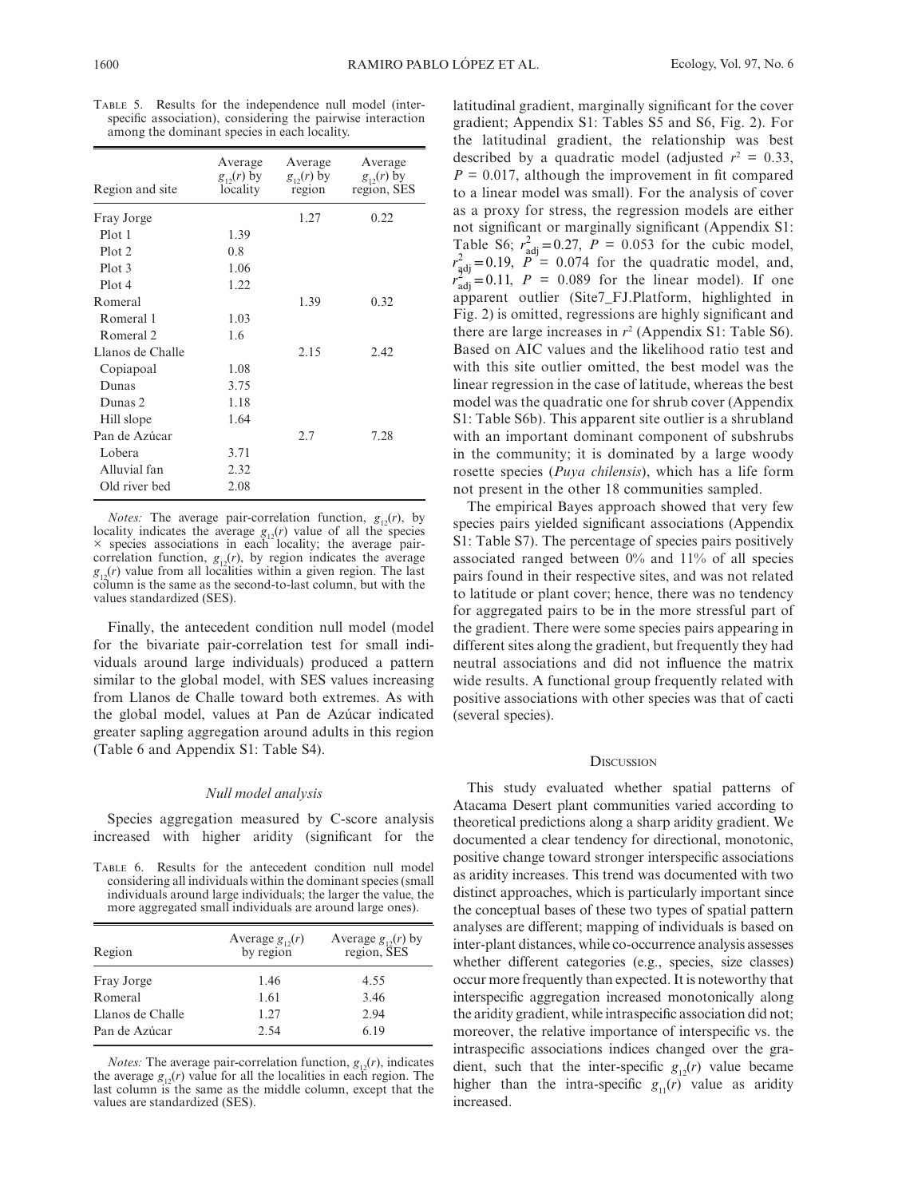Table 5. Results for the independence null model (interspecific association), considering the pairwise interaction among the dominant species in each locality.

| Region and site | Average $g_{12}(r)$ by locality | Average $g_{12}(r)$ by region | Average $g_{12}(r)$ by region, SES |
|---|---|---|---|
| Fray Jorge | | 1.27 | 0.22 |
| Plot 1 | 1.39 | | |
| Plot 2 | 0.8 | | |
| Plot 3 | 1.06 | | |
| Plot 4 | 1.22 | | |
| Romeral | | 1.39 | 0.32 |
| Romeral 1 | 1.03 | | |
| Romeral 2 | 1.6 | | |
| Llanos de Challe | | 2.15 | 2.42 |
| Copiapoal | 1.08 | | |
| Dunas | 3.75 | | |
| Dunas 2 | 1.18 | | |
| Hill slope | 1.64 | | |
| Pan de Azúcar | | 2.7 | 7.28 |
| Lobera | 3.71 | | |
| Alluvial fan | 2.32 | | |
| Old river bed | 2.08 | | |

*Notes:* The average pair-correlation function, $g_{12}(r)$, by locality indicates the average $g_{12}(r)$ value of all the species × species associations in each locality; the average pair-correlation function, $g_{12}(r)$, by region indicates the average $g_{12}(r)$ value from all localities within a given region. The last column is the same as the second-to-last column, but with the values standardized (SES).

Finally, the antecedent condition null model (model for the bivariate pair-correlation test for small individuals around large individuals) produced a pattern similar to the global model, with SES values increasing from Llanos de Challe toward both extremes. As with the global model, values at Pan de Azúcar indicated greater sapling aggregation around adults in this region (Table 6 and Appendix S1: Table S4).

### *Null model analysis*

Species aggregation measured by C-score analysis increased with higher aridity (significant for the latitudinal gradient, marginally significant for the cover gradient; Appendix S1: Tables S5 and S6, Fig. 2). For the latitudinal gradient, the relationship was best described by a quadratic model (adjusted $r^2$ = 0.33, $P$ = 0.017, although the improvement in fit compared to a linear model was small). For the analysis of cover as a proxy for stress, the regression models are either not significant or marginally significant (Appendix S1: Table S6; $r^2_{adj}$ = 0.27, $P$ = 0.053 for the cubic model, $r^2_{adj}$ = 0.19, $P$ = 0.074 for the quadratic model, and, $r^2_{adj}$ = 0.11, $P$ = 0.089 for the linear model). If one apparent outlier (Site7_FJ.Platform, highlighted in Fig. 2) is omitted, regressions are highly significant and there are large increases in $r^2$ (Appendix S1: Table S6). Based on AIC values and the likelihood ratio test and with this site outlier omitted, the best model was the linear regression in the case of latitude, whereas the best model was the quadratic one for shrub cover (Appendix S1: Table S6b). This apparent site outlier is a shrubland with an important dominant component of subshrubs in the community; it is dominated by a large woody rosette species (*Puya chilensis*), which has a life form not present in the other 18 communities sampled.

The empirical Bayes approach showed that very few species pairs yielded significant associations (Appendix S1: Table S7). The percentage of species pairs positively associated ranged between 0% and 11% of all species pairs found in their respective sites, and was not related to latitude or plant cover; hence, there was no tendency for aggregated pairs to be in the more stressful part of the gradient. There were some species pairs appearing in different sites along the gradient, but frequently they had neutral associations and did not influence the matrix wide results. A functional group frequently related with positive associations with other species was that of cacti (several species).

Table 6. Results for the antecedent condition null model considering all individuals within the dominant species (small individuals around large individuals; the larger the value, the more aggregated small individuals are around large ones).

| Region | Average $g_{12}(r)$ by region | Average $g_{12}(r)$ by region, SES |
|---|---|---|
| Fray Jorge | 1.46 | 4.55 |
| Romeral | 1.61 | 3.46 |
| Llanos de Challe | 1.27 | 2.94 |
| Pan de Azúcar | 2.54 | 6.19 |

*Notes:* The average pair-correlation function, $g_{12}(r)$, indicates the average $g_{12}(r)$ value for all the localities in each region. The last column is the same as the middle column, except that the values are standardized (SES).

## Discussion

This study evaluated whether spatial patterns of Atacama Desert plant communities varied according to theoretical predictions along a sharp aridity gradient. We documented a clear tendency for directional, monotonic, positive change toward stronger interspecific associations as aridity increases. This trend was documented with two distinct approaches, which is particularly important since the conceptual bases of these two types of spatial pattern analyses are different; mapping of individuals is based on inter-plant distances, while co-occurrence analysis assesses whether different categories (e.g., species, size classes) occur more frequently than expected. It is noteworthy that interspecific aggregation increased monotonically along the aridity gradient, while intraspecific association did not; moreover, the relative importance of interspecific vs. the intraspecific associations indices changed over the gradient, such that the inter-specific $g_{12}(r)$ value became higher than the intra-specific $g_{11}(r)$ value as aridity increased.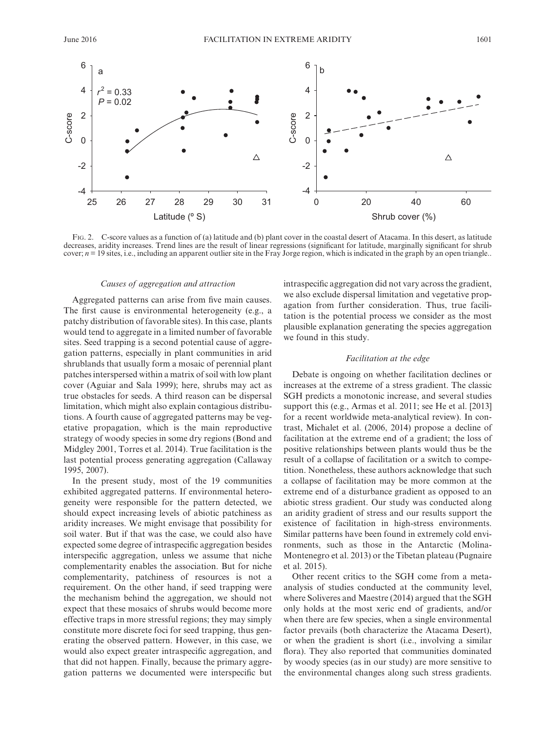Fig. 2. C-score values as a function of (a) latitude and (b) plant cover in the coastal desert of Atacama. In this desert, as latitude decreases, aridity increases. Trend lines are the result of linear regressions (significant for latitude, marginally significant for shrub cover; $n = 19$ sites, i.e., including an apparent outlier site in the Fray Jorge region, which is indicated in the graph by an open triangle..

### *Causes of aggregation and attraction*

Aggregated patterns can arise from five main causes. The first cause is environmental heterogeneity (e.g., a patchy distribution of favorable sites). In this case, plants would tend to aggregate in a limited number of favorable sites. Seed trapping is a second potential cause of aggregation patterns, especially in plant communities in arid shrublands that usually form a mosaic of perennial plant patches interspersed within a matrix of soil with low plant cover (Aguiar and Sala 1999); here, shrubs may act as true obstacles for seeds. A third reason can be dispersal limitation, which might also explain contagious distributions. A fourth cause of aggregated patterns may be vegetative propagation, which is the main reproductive strategy of woody species in some dry regions (Bond and Midgley 2001, Torres et al. 2014). True facilitation is the last potential process generating aggregation (Callaway 1995, 2007).

In the present study, most of the 19 communities exhibited aggregated patterns. If environmental heterogeneity were responsible for the pattern detected, we should expect increasing levels of abiotic patchiness as aridity increases. We might envisage that possibility for soil water. But if that was the case, we could also have expected some degree of intraspecific aggregation besides interspecific aggregation, unless we assume that niche complementarity enables the association. But for niche complementarity, patchiness of resources is not a requirement. On the other hand, if seed trapping were the mechanism behind the aggregation, we should not expect that these mosaics of shrubs would become more effective traps in more stressful regions; they may simply constitute more discrete foci for seed trapping, thus generating the observed pattern. However, in this case, we would also expect greater intraspecific aggregation, and that did not happen. Finally, because the primary aggregation patterns we documented were interspecific but intraspecific aggregation did not vary across the gradient, we also exclude dispersal limitation and vegetative propagation from further consideration. Thus, true facilitation is the potential process we consider as the most plausible explanation generating the species aggregation we found in this study.

### *Facilitation at the edge*

Debate is ongoing on whether facilitation declines or increases at the extreme of a stress gradient. The classic SGH predicts a monotonic increase, and several studies support this (e.g., Armas et al. 2011; see He et al. [2013] for a recent worldwide meta-analytical review). In contrast, Michalet et al. (2006, 2014) propose a decline of facilitation at the extreme end of a gradient; the loss of positive relationships between plants would thus be the result of a collapse of facilitation or a switch to competition. Nonetheless, these authors acknowledge that such a collapse of facilitation may be more common at the extreme end of a disturbance gradient as opposed to an abiotic stress gradient. Our study was conducted along an aridity gradient of stress and our results support the existence of facilitation in high-stress environments. Similar patterns have been found in extremely cold environments, such as those in the Antarctic (Molina-Montenegro et al. 2013) or the Tibetan plateau (Pugnaire et al. 2015).

Other recent critics to the SGH come from a meta-analysis of studies conducted at the community level, where Soliveres and Maestre (2014) argued that the SGH only holds at the most xeric end of gradients, and/or when there are few species, when a single environmental factor prevails (both characterize the Atacama Desert), or when the gradient is short (i.e., involving a similar flora). They also reported that communities dominated by woody species (as in our study) are more sensitive to the environmental changes along such stress gradients.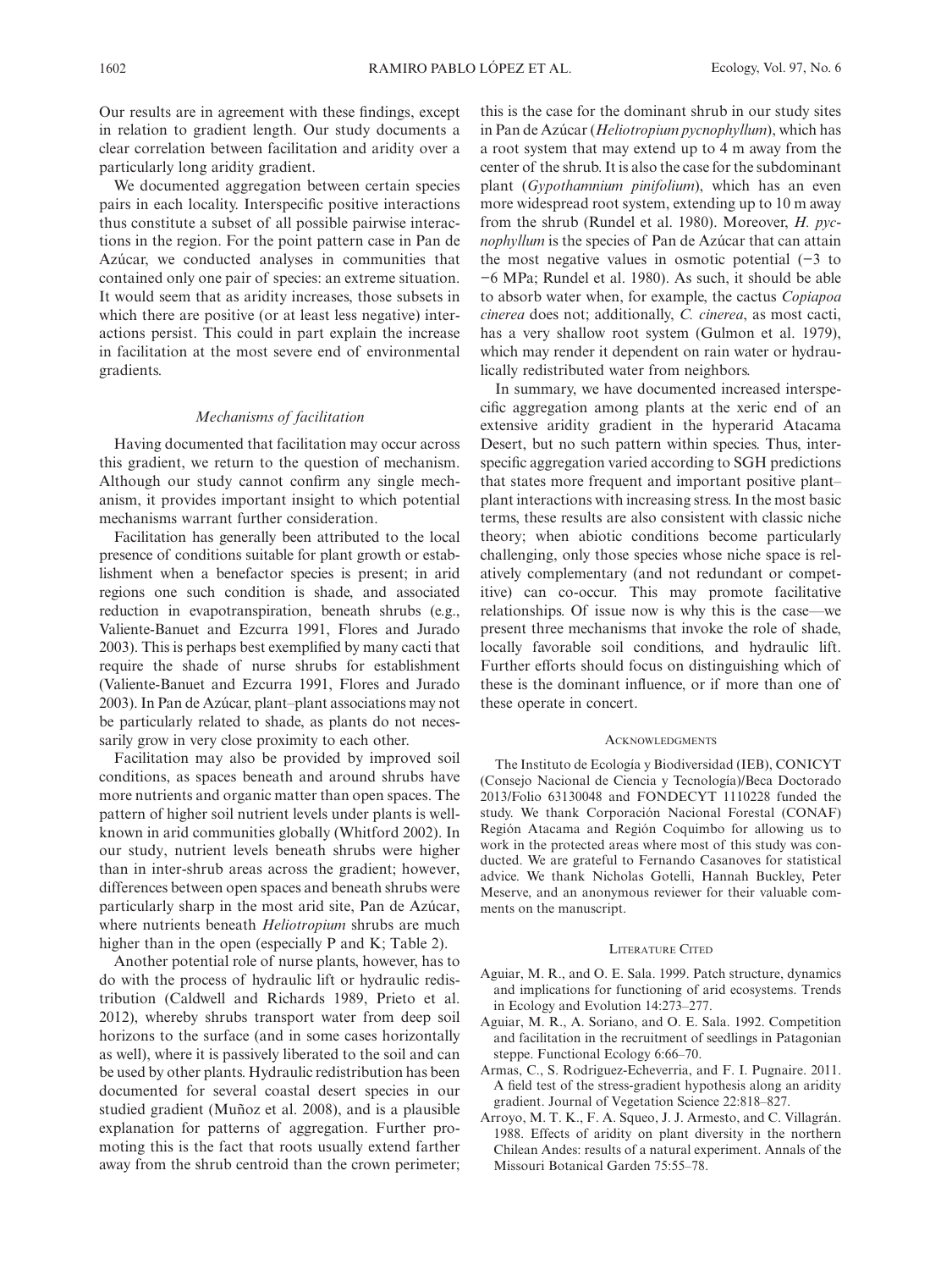Our results are in agreement with these findings, except in relation to gradient length. Our study documents a clear correlation between facilitation and aridity over a particularly long aridity gradient.

We documented aggregation between certain species pairs in each locality. Interspecific positive interactions thus constitute a subset of all possible pairwise interactions in the region. For the point pattern case in Pan de Azúcar, we conducted analyses in communities that contained only one pair of species: an extreme situation. It would seem that as aridity increases, those subsets in which there are positive (or at least less negative) interactions persist. This could in part explain the increase in facilitation at the most severe end of environmental gradients.

### *Mechanisms of facilitation*

Having documented that facilitation may occur across this gradient, we return to the question of mechanism. Although our study cannot confirm any single mechanism, it provides important insight to which potential mechanisms warrant further consideration.

Facilitation has generally been attributed to the local presence of conditions suitable for plant growth or establishment when a benefactor species is present; in arid regions one such condition is shade, and associated reduction in evapotranspiration, beneath shrubs (e.g., Valiente-Banuet and Ezcurra 1991, Flores and Jurado 2003). This is perhaps best exemplified by many cacti that require the shade of nurse shrubs for establishment (Valiente-Banuet and Ezcurra 1991, Flores and Jurado 2003). In Pan de Azúcar, plant–plant associations may not be particularly related to shade, as plants do not necessarily grow in very close proximity to each other.

Facilitation may also be provided by improved soil conditions, as spaces beneath and around shrubs have more nutrients and organic matter than open spaces. The pattern of higher soil nutrient levels under plants is well-known in arid communities globally (Whitford 2002). In our study, nutrient levels beneath shrubs were higher than in inter-shrub areas across the gradient; however, differences between open spaces and beneath shrubs were particularly sharp in the most arid site, Pan de Azúcar, where nutrients beneath *Heliotropium* shrubs are much higher than in the open (especially P and K; Table 2).

Another potential role of nurse plants, however, has to do with the process of hydraulic lift or hydraulic redistribution (Caldwell and Richards 1989, Prieto et al. 2012), whereby shrubs transport water from deep soil horizons to the surface (and in some cases horizontally as well), where it is passively liberated to the soil and can be used by other plants. Hydraulic redistribution has been documented for several coastal desert species in our studied gradient (Muñoz et al. 2008), and is a plausible explanation for patterns of aggregation. Further promoting this is the fact that roots usually extend farther away from the shrub centroid than the crown perimeter; this is the case for the dominant shrub in our study sites in Pan de Azúcar (*Heliotropium pycnophyllum*), which has a root system that may extend up to 4 m away from the center of the shrub. It is also the case for the subdominant plant (*Gypothamnium pinifolium*), which has an even more widespread root system, extending up to 10 m away from the shrub (Rundel et al. 1980). Moreover, *H. pycnophyllum* is the species of Pan de Azúcar that can attain the most negative values in osmotic potential (−3 to −6 MPa; Rundel et al. 1980). As such, it should be able to absorb water when, for example, the cactus *Copiapoa cinerea* does not; additionally, *C. cinerea*, as most cacti, has a very shallow root system (Gulmon et al. 1979), which may render it dependent on rain water or hydraulically redistributed water from neighbors.

In summary, we have documented increased interspecific aggregation among plants at the xeric end of an extensive aridity gradient in the hyperarid Atacama Desert, but no such pattern within species. Thus, interspecific aggregation varied according to SGH predictions that states more frequent and important positive plant–plant interactions with increasing stress. In the most basic terms, these results are also consistent with classic niche theory; when abiotic conditions become particularly challenging, only those species whose niche space is relatively complementary (and not redundant or competitive) can co-occur. This may promote facilitative relationships. Of issue now is why this is the case—we present three mechanisms that invoke the role of shade, locally favorable soil conditions, and hydraulic lift. Further efforts should focus on distinguishing which of these is the dominant influence, or if more than one of these operate in concert.

## Acknowledgments

The Instituto de Ecología y Biodiversidad (IEB), CONICYT (Consejo Nacional de Ciencia y Tecnología)/Beca Doctorado 2013/Folio 63130048 and FONDECYT 1110228 funded the study. We thank Corporación Nacional Forestal (CONAF) Región Atacama and Región Coquimbo for allowing us to work in the protected areas where most of this study was conducted. We are grateful to Fernando Casanoves for statistical advice. We thank Nicholas Gotelli, Hannah Buckley, Peter Meserve, and an anonymous reviewer for their valuable comments on the manuscript.

## Literature Cited

Aguiar, M. R., and O. E. Sala. 1999. Patch structure, dynamics and implications for functioning of arid ecosystems. Trends in Ecology and Evolution 14:273–277.

Aguiar, M. R., A. Soriano, and O. E. Sala. 1992. Competition and facilitation in the recruitment of seedlings in Patagonian steppe. Functional Ecology 6:66–70.

Armas, C., S. Rodriguez-Echeverria, and F. I. Pugnaire. 2011. A field test of the stress-gradient hypothesis along an aridity gradient. Journal of Vegetation Science 22:818–827.

Arroyo, M. T. K., F. A. Squeo, J. J. Armesto, and C. Villagrán. 1988. Effects of aridity on plant diversity in the northern Chilean Andes: results of a natural experiment. Annals of the Missouri Botanical Garden 75:55–78.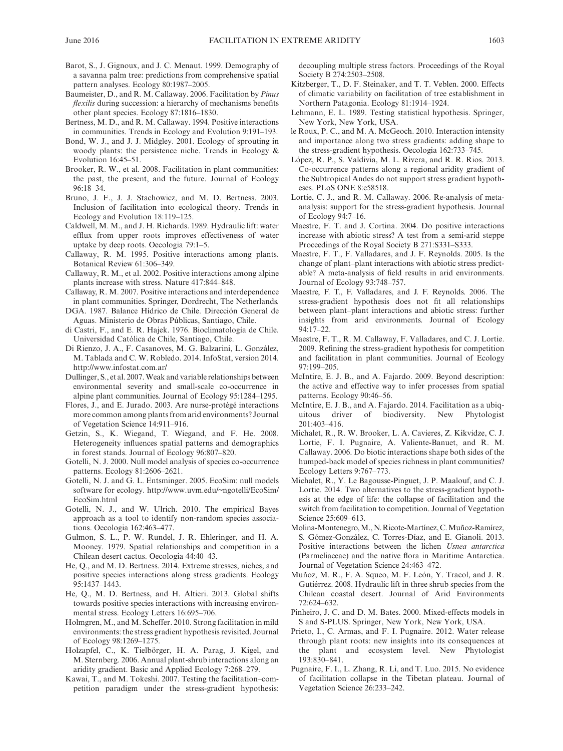Barot, S., J. Gignoux, and J. C. Menaut. 1999. Demography of a savanna palm tree: predictions from comprehensive spatial pattern analyses. Ecology 80:1987–2005.

Baumeister, D., and R. M. Callaway. 2006. Facilitation by *Pinus flexilis* during succession: a hierarchy of mechanisms benefits other plant species. Ecology 87:1816–1830.

Bertness, M. D., and R. M. Callaway. 1994. Positive interactions in communities. Trends in Ecology and Evolution 9:191–193.

Bond, W. J., and J. J. Midgley. 2001. Ecology of sprouting in woody plants: the persistence niche. Trends in Ecology & Evolution 16:45–51.

Brooker, R. W., et al. 2008. Facilitation in plant communities: the past, the present, and the future. Journal of Ecology 96:18–34.

Bruno, J. F., J. J. Stachowicz, and M. D. Bertness. 2003. Inclusion of facilitation into ecological theory. Trends in Ecology and Evolution 18:119–125.

Caldwell, M. M., and J. H. Richards. 1989. Hydraulic lift: water efflux from upper roots improves effectiveness of water uptake by deep roots. Oecologia 79:1–5.

Callaway, R. M. 1995. Positive interactions among plants. Botanical Review 61:306–349.

Callaway, R. M., et al. 2002. Positive interactions among alpine plants increase with stress. Nature 417:844–848.

Callaway, R. M. 2007. Positive interactions and interdependence in plant communities. Springer, Dordrecht, The Netherlands.

DGA. 1987. Balance Hídrico de Chile. Dirección General de Aguas. Ministerio de Obras Públicas, Santiago, Chile.

di Castri, F., and E. R. Hajek. 1976. Bioclimatología de Chile. Universidad Católica de Chile, Santiago, Chile.

Di Rienzo, J. A., F. Casanoves, M. G. Balzarini, L. González, M. Tablada and C. W. Robledo. 2014. InfoStat, version 2014. http://www.infostat.com.ar/

Dullinger, S., et al. 2007. Weak and variable relationships between environmental severity and small-scale co-occurrence in alpine plant communities. Journal of Ecology 95:1284–1295.

Flores, J., and E. Jurado. 2003. Are nurse-protégé interactions more common among plants from arid environments? Journal of Vegetation Science 14:911–916.

Getzin, S., K. Wiegand, T. Wiegand, and F. He. 2008. Heterogeneity influences spatial patterns and demographics in forest stands. Journal of Ecology 96:807–820.

Gotelli, N. J. 2000. Null model analysis of species co-occurrence patterns. Ecology 81:2606–2621.

Gotelli, N. J. and G. L. Entsminger. 2005. EcoSim: null models software for ecology. http://www.uvm.edu/~ngotelli/EcoSim/EcoSim.html

Gotelli, N. J., and W. Ulrich. 2010. The empirical Bayes approach as a tool to identify non-random species associations. Oecologia 162:463–477.

Gulmon, S. L., P. W. Rundel, J. R. Ehleringer, and H. A. Mooney. 1979. Spatial relationships and competition in a Chilean desert cactus. Oecologia 44:40–43.

He, Q., and M. D. Bertness. 2014. Extreme stresses, niches, and positive species interactions along stress gradients. Ecology 95:1437–1443.

He, Q., M. D. Bertness, and H. Altieri. 2013. Global shifts towards positive species interactions with increasing environmental stress. Ecology Letters 16:695–706.

Holmgren, M., and M. Scheffer. 2010. Strong facilitation in mild environments: the stress gradient hypothesis revisited. Journal of Ecology 98:1269–1275.

Holzapfel, C., K. Tielbörger, H. A. Parag, J. Kigel, and M. Sternberg. 2006. Annual plant-shrub interactions along an aridity gradient. Basic and Applied Ecology 7:268–279.

Kawai, T., and M. Tokeshi. 2007. Testing the facilitation–competition paradigm under the stress-gradient hypothesis: decoupling multiple stress factors. Proceedings of the Royal Society B 274:2503–2508.

Kitzberger, T., D. F. Steinaker, and T. T. Veblen. 2000. Effects of climatic variability on facilitation of tree establishment in Northern Patagonia. Ecology 81:1914–1924.

Lehmann, E. L. 1989. Testing statistical hypothesis. Springer, New York, New York, USA.

le Roux, P. C., and M. A. McGeoch. 2010. Interaction intensity and importance along two stress gradients: adding shape to the stress-gradient hypothesis. Oecologia 162:733–745.

López, R. P., S. Valdivia, M. L. Rivera, and R. R. Rios. 2013. Co-occurrence patterns along a regional aridity gradient of the Subtropical Andes do not support stress gradient hypotheses. PLoS ONE 8:e58518.

Lortie, C. J., and R. M. Callaway. 2006. Re-analysis of meta-analysis: support for the stress-gradient hypothesis. Journal of Ecology 94:7–16.

Maestre, F. T. and J. Cortina. 2004. Do positive interactions increase with abiotic stress? A test from a semi-arid steppe Proceedings of the Royal Society B 271:S331–S333.

Maestre, F. T., F. Valladares, and J. F. Reynolds. 2005. Is the change of plant–plant interactions with abiotic stress predictable? A meta-analysis of field results in arid environments. Journal of Ecology 93:748–757.

Maestre, F. T., F. Valladares, and J. F. Reynolds. 2006. The stress-gradient hypothesis does not fit all relationships between plant–plant interactions and abiotic stress: further insights from arid environments. Journal of Ecology 94:17–22.

Maestre, F. T., R. M. Callaway, F. Valladares, and C. J. Lortie. 2009. Refining the stress-gradient hypothesis for competition and facilitation in plant communities. Journal of Ecology 97:199–205.

McIntire, E. J. B., and A. Fajardo. 2009. Beyond description: the active and effective way to infer processes from spatial patterns. Ecology 90:46–56.

McIntire, E. J. B., and A. Fajardo. 2014. Facilitation as a ubiquitous driver of biodiversity. New Phytologist 201:403–416.

Michalet, R., R. W. Brooker, L. A. Cavieres, Z. Kikvidze, C. J. Lortie, F. I. Pugnaire, A. Valiente-Banuet, and R. M. Callaway. 2006. Do biotic interactions shape both sides of the humped-back model of species richness in plant communities? Ecology Letters 9:767–773.

Michalet, R., Y. Le Bagousse-Pinguet, J. P. Maalouf, and C. J. Lortie. 2014. Two alternatives to the stress-gradient hypothesis at the edge of life: the collapse of facilitation and the switch from facilitation to competition. Journal of Vegetation Science 25:609–613.

Molina-Montenegro, M., N. Ricote-Martínez, C. Muñoz-Ramírez, S. Gómez-González, C. Torres-Díaz, and E. Gianoli. 2013. Positive interactions between the lichen *Usnea antarctica* (Parmeliaceae) and the native flora in Maritime Antarctica. Journal of Vegetation Science 24:463–472.

Muñoz, M. R., F. A. Squeo, M. F. León, Y. Tracol, and J. R. Gutiérrez. 2008. Hydraulic lift in three shrub species from the Chilean coastal desert. Journal of Arid Environments 72:624–632.

Pinheiro, J. C. and D. M. Bates. 2000. Mixed-effects models in S and S-PLUS. Springer, New York, New York, USA.

Prieto, I., C. Armas, and F. I. Pugnaire. 2012. Water release through plant roots: new insights into its consequences at the plant and ecosystem level. New Phytologist 193:830–841.

Pugnaire, F. I., L. Zhang, R. Li, and T. Luo. 2015. No evidence of facilitation collapse in the Tibetan plateau. Journal of Vegetation Science 26:233–242.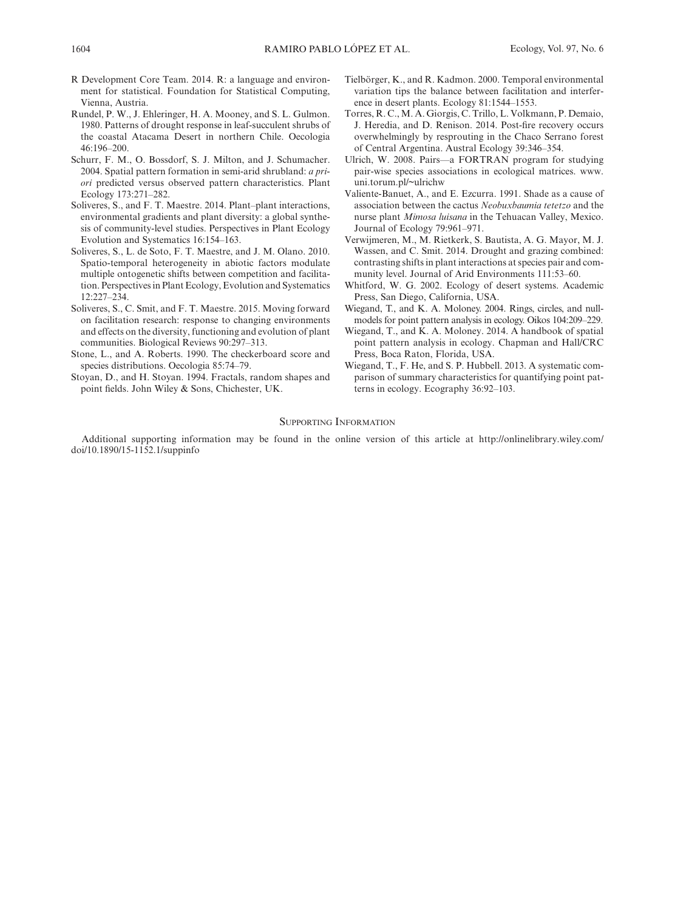R Development Core Team. 2014. R: a language and environment for statistical. Foundation for Statistical Computing, Vienna, Austria.

Rundel, P. W., J. Ehleringer, H. A. Mooney, and S. L. Gulmon. 1980. Patterns of drought response in leaf-succulent shrubs of the coastal Atacama Desert in northern Chile. Oecologia 46:196–200.

Schurr, F. M., O. Bossdorf, S. J. Milton, and J. Schumacher. 2004. Spatial pattern formation in semi-arid shrubland: *a priori* predicted versus observed pattern characteristics. Plant Ecology 173:271–282.

Soliveres, S., and F. T. Maestre. 2014. Plant–plant interactions, environmental gradients and plant diversity: a global synthesis of community-level studies. Perspectives in Plant Ecology Evolution and Systematics 16:154–163.

Soliveres, S., L. de Soto, F. T. Maestre, and J. M. Olano. 2010. Spatio-temporal heterogeneity in abiotic factors modulate multiple ontogenetic shifts between competition and facilitation. Perspectives in Plant Ecology, Evolution and Systematics 12:227–234.

Soliveres, S., C. Smit, and F. T. Maestre. 2015. Moving forward on facilitation research: response to changing environments and effects on the diversity, functioning and evolution of plant communities. Biological Reviews 90:297–313.

Stone, L., and A. Roberts. 1990. The checkerboard score and species distributions. Oecologia 85:74–79.

Stoyan, D., and H. Stoyan. 1994. Fractals, random shapes and point fields. John Wiley & Sons, Chichester, UK.

Tielbörger, K., and R. Kadmon. 2000. Temporal environmental variation tips the balance between facilitation and interference in desert plants. Ecology 81:1544–1553.

Torres, R. C., M. A. Giorgis, C. Trillo, L. Volkmann, P. Demaio, J. Heredia, and D. Renison. 2014. Post-fire recovery occurs overwhelmingly by resprouting in the Chaco Serrano forest of Central Argentina. Austral Ecology 39:346–354.

Ulrich, W. 2008. Pairs—a FORTRAN program for studying pair-wise species associations in ecological matrices. www.uni.torum.pl/~ulrichw

Valiente-Banuet, A., and E. Ezcurra. 1991. Shade as a cause of association between the cactus *Neobuxbaumia tetetzo* and the nurse plant *Mimosa luisana* in the Tehuacan Valley, Mexico. Journal of Ecology 79:961–971.

Verwijmeren, M., M. Rietkerk, S. Bautista, A. G. Mayor, M. J. Wassen, and C. Smit. 2014. Drought and grazing combined: contrasting shifts in plant interactions at species pair and community level. Journal of Arid Environments 111:53–60.

Whitford, W. G. 2002. Ecology of desert systems. Academic Press, San Diego, California, USA.

Wiegand, T., and K. A. Moloney. 2004. Rings, circles, and null-models for point pattern analysis in ecology. Oikos 104:209–229.

Wiegand, T., and K. A. Moloney. 2014. A handbook of spatial point pattern analysis in ecology. Chapman and Hall/CRC Press, Boca Raton, Florida, USA.

Wiegand, T., F. He, and S. P. Hubbell. 2013. A systematic comparison of summary characteristics for quantifying point patterns in ecology. Ecography 36:92–103.

## Supporting Information

Additional supporting information may be found in the online version of this article at http://onlinelibrary.wiley.com/doi/10.1890/15-1152.1/suppinfo